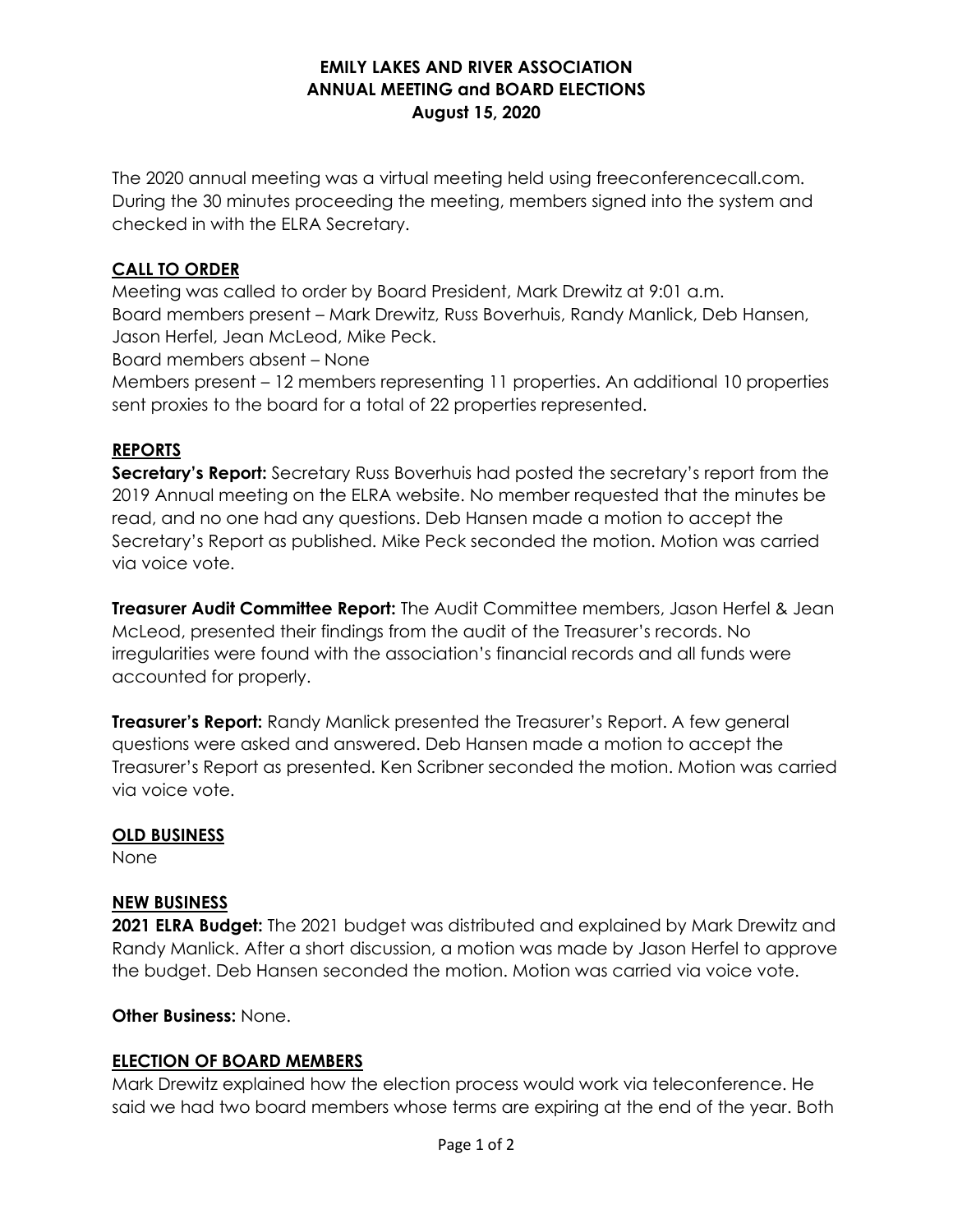# EMILY LAKES AND RIVER ASSOCIATION
## ANNUAL MEETING and BOARD ELECTIONS
### August 15, 2020

The 2020 annual meeting was a virtual meeting held using freeconferencecall.com. During the 30 minutes proceeding the meeting, members signed into the system and checked in with the ELRA Secretary.

## CALL TO ORDER

Meeting was called to order by Board President, Mark Drewitz at 9:01 a.m.
Board members present – Mark Drewitz, Russ Boverhuis, Randy Manlick, Deb Hansen, Jason Herfel, Jean McLeod, Mike Peck.
Board members absent – None
Members present – 12 members representing 11 properties. An additional 10 properties sent proxies to the board for a total of 22 properties represented.

## REPORTS

**Secretary's Report:** Secretary Russ Boverhuis had posted the secretary's report from the 2019 Annual meeting on the ELRA website. No member requested that the minutes be read, and no one had any questions. Deb Hansen made a motion to accept the Secretary's Report as published. Mike Peck seconded the motion. Motion was carried via voice vote.

**Treasurer Audit Committee Report:** The Audit Committee members, Jason Herfel & Jean McLeod, presented their findings from the audit of the Treasurer's records. No irregularities were found with the association's financial records and all funds were accounted for properly.

**Treasurer's Report:** Randy Manlick presented the Treasurer's Report. A few general questions were asked and answered. Deb Hansen made a motion to accept the Treasurer's Report as presented. Ken Scribner seconded the motion. Motion was carried via voice vote.

## OLD BUSINESS

None

## NEW BUSINESS

**2021 ELRA Budget:** The 2021 budget was distributed and explained by Mark Drewitz and Randy Manlick. After a short discussion, a motion was made by Jason Herfel to approve the budget. Deb Hansen seconded the motion. Motion was carried via voice vote.

**Other Business:** None.

## ELECTION OF BOARD MEMBERS

Mark Drewitz explained how the election process would work via teleconference. He said we had two board members whose terms are expiring at the end of the year. Both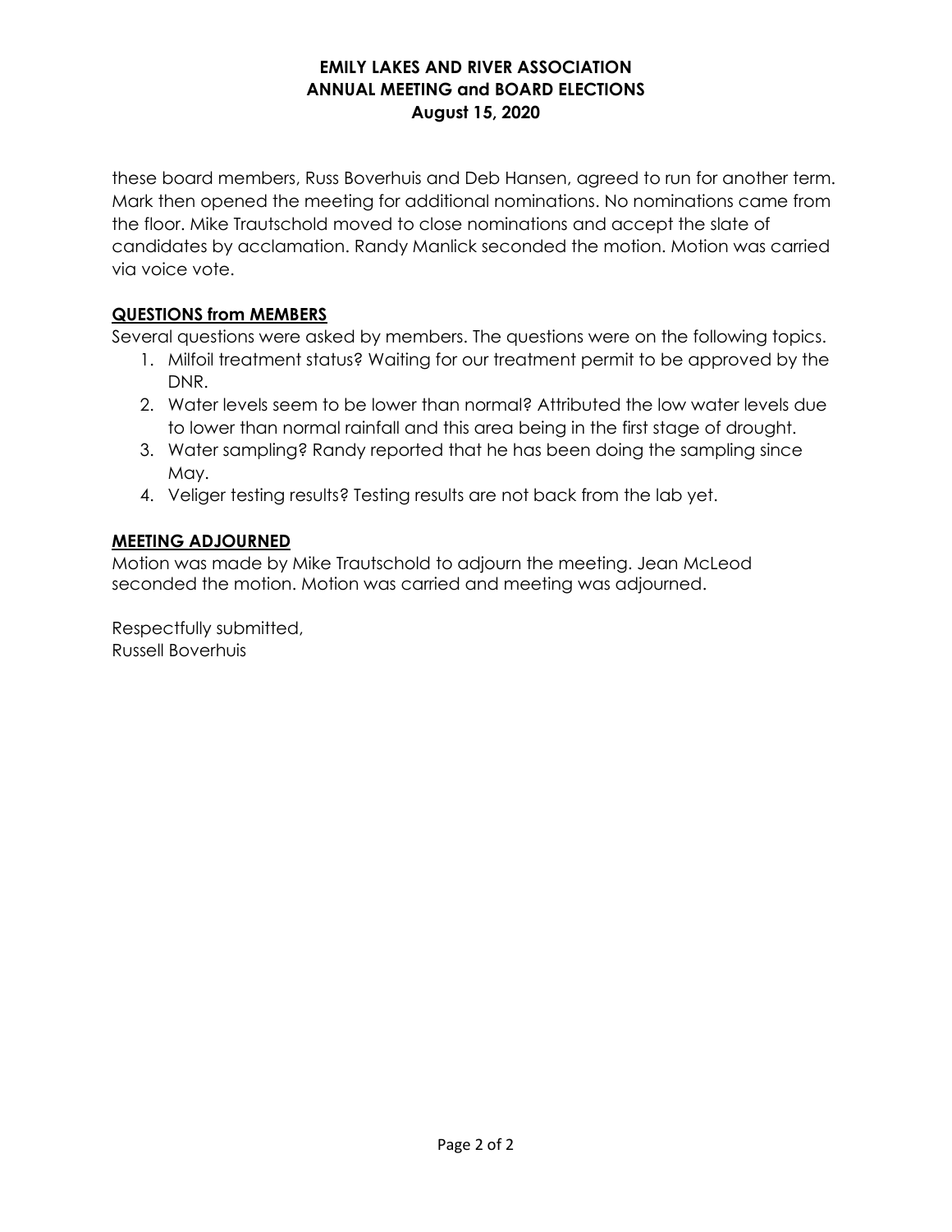these board members, Russ Boverhuis and Deb Hansen, agreed to run for another term. Mark then opened the meeting for additional nominations. No nominations came from the floor. Mike Trautschold moved to close nominations and accept the slate of candidates by acclamation. Randy Manlick seconded the motion. Motion was carried via voice vote.

## QUESTIONS from MEMBERS

Several questions were asked by members. The questions were on the following topics.

1. Milfoil treatment status? Waiting for our treatment permit to be approved by the DNR.
2. Water levels seem to be lower than normal? Attributed the low water levels due to lower than normal rainfall and this area being in the first stage of drought.
3. Water sampling? Randy reported that he has been doing the sampling since May.
4. Veliger testing results? Testing results are not back from the lab yet.

## MEETING ADJOURNED

Motion was made by Mike Trautschold to adjourn the meeting. Jean McLeod seconded the motion. Motion was carried and meeting was adjourned.

Respectfully submitted,
Russell Boverhuis